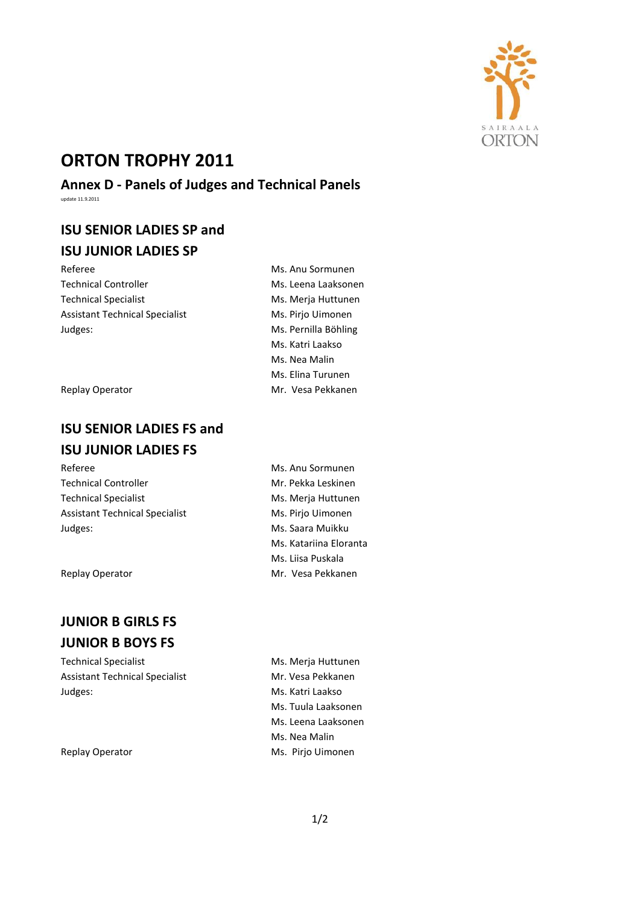# ORTON TROPHY 2011

## Annex D - Panels of Judges and Technical Panels

update 11.9.2011

### ISU SENIOR LADIES SP and ISU JUNIOR LADIES SP

| | |
|---|---|
| Referee | Ms. Anu Sormunen |
| Technical Controller | Ms. Leena Laaksonen |
| Technical Specialist | Ms. Merja Huttunen |
| Assistant Technical Specialist | Ms. Pirjo Uimonen |
| Judges: | Ms. Pernilla Böhling |
| | Ms. Katri Laakso |
| | Ms. Nea Malin |
| | Ms. Elina Turunen |
| Replay Operator | Mr. Vesa Pekkanen |

### ISU SENIOR LADIES FS and ISU JUNIOR LADIES FS

| | |
|---|---|
| Referee | Ms. Anu Sormunen |
| Technical Controller | Mr. Pekka Leskinen |
| Technical Specialist | Ms. Merja Huttunen |
| Assistant Technical Specialist | Ms. Pirjo Uimonen |
| Judges: | Ms. Saara Muikku |
| | Ms. Katariina Eloranta |
| | Ms. Liisa Puskala |
| Replay Operator | Mr. Vesa Pekkanen |

### JUNIOR B GIRLS FS JUNIOR B BOYS FS

| | |
|---|---|
| Technical Specialist | Ms. Merja Huttunen |
| Assistant Technical Specialist | Mr. Vesa Pekkanen |
| Judges: | Ms. Katri Laakso |
| | Ms. Tuula Laaksonen |
| | Ms. Leena Laaksonen |
| | Ms. Nea Malin |
| Replay Operator | Ms. Pirjo Uimonen |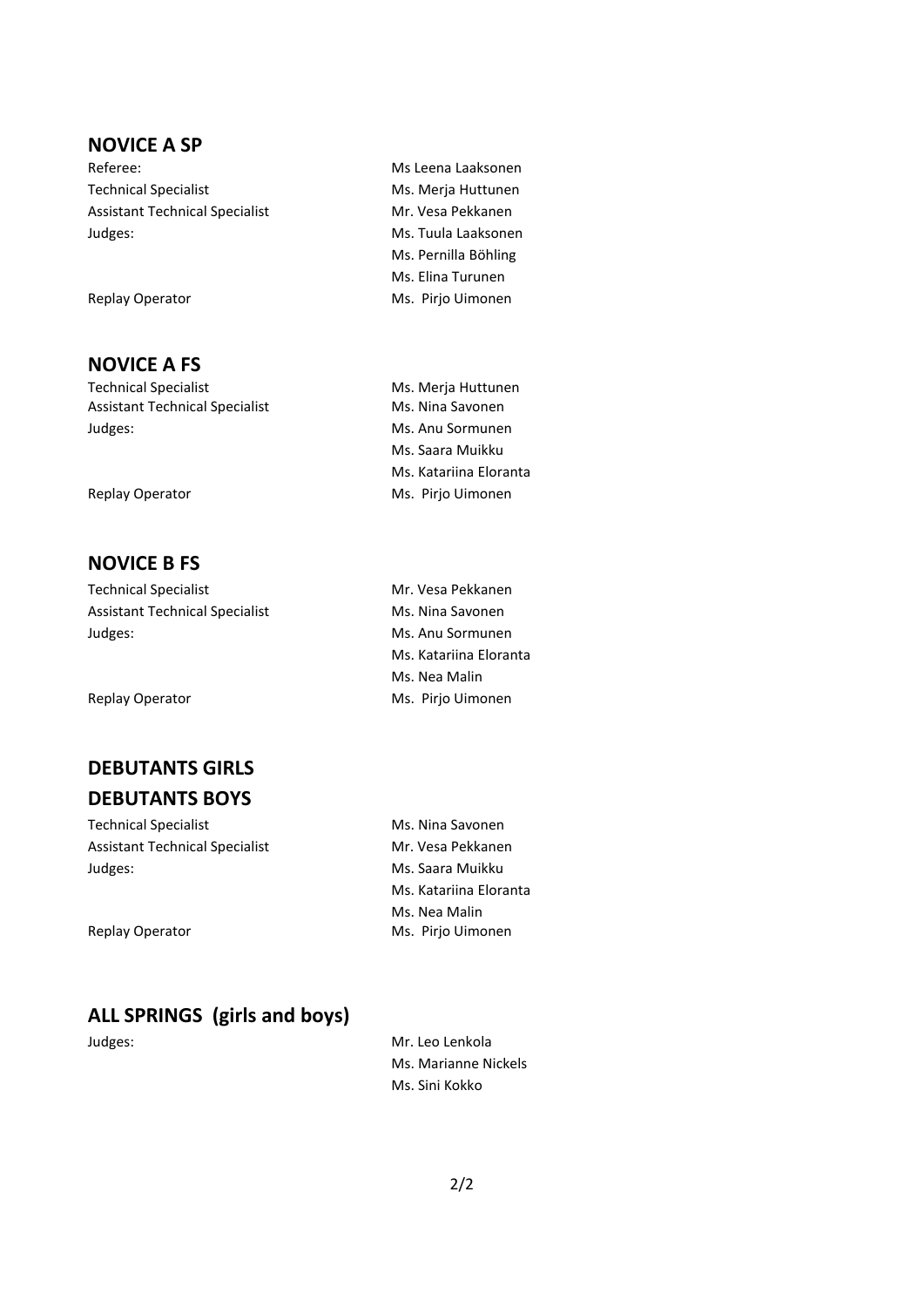## NOVICE A SP

| | |
|---|---|
| Referee: | Ms Leena Laaksonen |
| Technical Specialist | Ms. Merja Huttunen |
| Assistant Technical Specialist | Mr. Vesa Pekkanen |
| Judges: | Ms. Tuula Laaksonen |
| | Ms. Pernilla Böhling |
| | Ms. Elina Turunen |
| Replay Operator | Ms. Pirjo Uimonen |

## NOVICE A FS

| | |
|---|---|
| Technical Specialist | Ms. Merja Huttunen |
| Assistant Technical Specialist | Ms. Nina Savonen |
| Judges: | Ms. Anu Sormunen |
| | Ms. Saara Muikku |
| | Ms. Katariina Eloranta |
| Replay Operator | Ms. Pirjo Uimonen |

## NOVICE B FS

| | |
|---|---|
| Technical Specialist | Mr. Vesa Pekkanen |
| Assistant Technical Specialist | Ms. Nina Savonen |
| Judges: | Ms. Anu Sormunen |
| | Ms. Katariina Eloranta |
| | Ms. Nea Malin |
| Replay Operator | Ms. Pirjo Uimonen |

## DEBUTANTS GIRLS

## DEBUTANTS BOYS

| | |
|---|---|
| Technical Specialist | Ms. Nina Savonen |
| Assistant Technical Specialist | Mr. Vesa Pekkanen |
| Judges: | Ms. Saara Muikku |
| | Ms. Katariina Eloranta |
| | Ms. Nea Malin |
| Replay Operator | Ms. Pirjo Uimonen |

## ALL SPRINGS (girls and boys)

| | |
|---|---|
| Judges: | Mr. Leo Lenkola |
| | Ms. Marianne Nickels |
| | Ms. Sini Kokko |